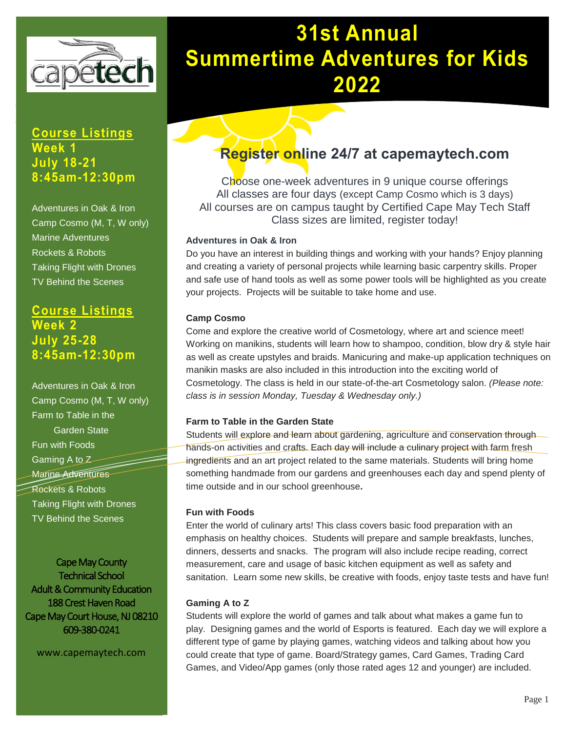# 31st Annual Summertime Adventures for Kids 2022

## Course Listings
**Week 1**
**July 18-21**
**8:45am-12:30pm**

- Adventures in Oak & Iron
- Camp Cosmo (M, T, W only)
- Marine Adventures
- Rockets & Robots
- Taking Flight with Drones
- TV Behind the Scenes

## Course Listings
**Week 2**
**July 25-28**
**8:45am-12:30pm**

- Adventures in Oak & Iron
- Camp Cosmo (M, T, W only)
- Farm to Table in the Garden State
- Fun with Foods
- Gaming A to Z
- Marine Adventures
- Rockets & Robots
- Taking Flight with Drones
- TV Behind the Scenes

Cape May County
Technical School
Adult & Community Education
188 Crest Haven Road
Cape May Court House, NJ 08210
609-380-0241

www.capemaytech.com

## Register online 24/7 at capemaytech.com

Choose one-week adventures in 9 unique course offerings
All classes are four days (except Camp Cosmo which is 3 days)
All courses are on campus taught by Certified Cape May Tech Staff
Class sizes are limited, register today!

### Adventures in Oak & Iron

Do you have an interest in building things and working with your hands? Enjoy planning and creating a variety of personal projects while learning basic carpentry skills. Proper and safe use of hand tools as well as some power tools will be highlighted as you create your projects. Projects will be suitable to take home and use.

### Camp Cosmo

Come and explore the creative world of Cosmetology, where art and science meet! Working on manikins, students will learn how to shampoo, condition, blow dry & style hair as well as create upstyles and braids. Manicuring and make-up application techniques on manikin masks are also included in this introduction into the exciting world of Cosmetology. The class is held in our state-of-the-art Cosmetology salon. *(Please note: class is in session Monday, Tuesday & Wednesday only.)*

### Farm to Table in the Garden State

Students will explore and learn about gardening, agriculture and conservation through hands-on activities and crafts. Each day will include a culinary project with farm fresh ingredients and an art project related to the same materials. Students will bring home something handmade from our gardens and greenhouses each day and spend plenty of time outside and in our school greenhouse**.**

### Fun with Foods

Enter the world of culinary arts! This class covers basic food preparation with an emphasis on healthy choices. Students will prepare and sample breakfasts, lunches, dinners, desserts and snacks. The program will also include recipe reading, correct measurement, care and usage of basic kitchen equipment as well as safety and sanitation. Learn some new skills, be creative with foods, enjoy taste tests and have fun!

### Gaming A to Z

Students will explore the world of games and talk about what makes a game fun to play. Designing games and the world of Esports is featured. Each day we will explore a different type of game by playing games, watching videos and talking about how you could create that type of game. Board/Strategy games, Card Games, Trading Card Games, and Video/App games (only those rated ages 12 and younger) are included.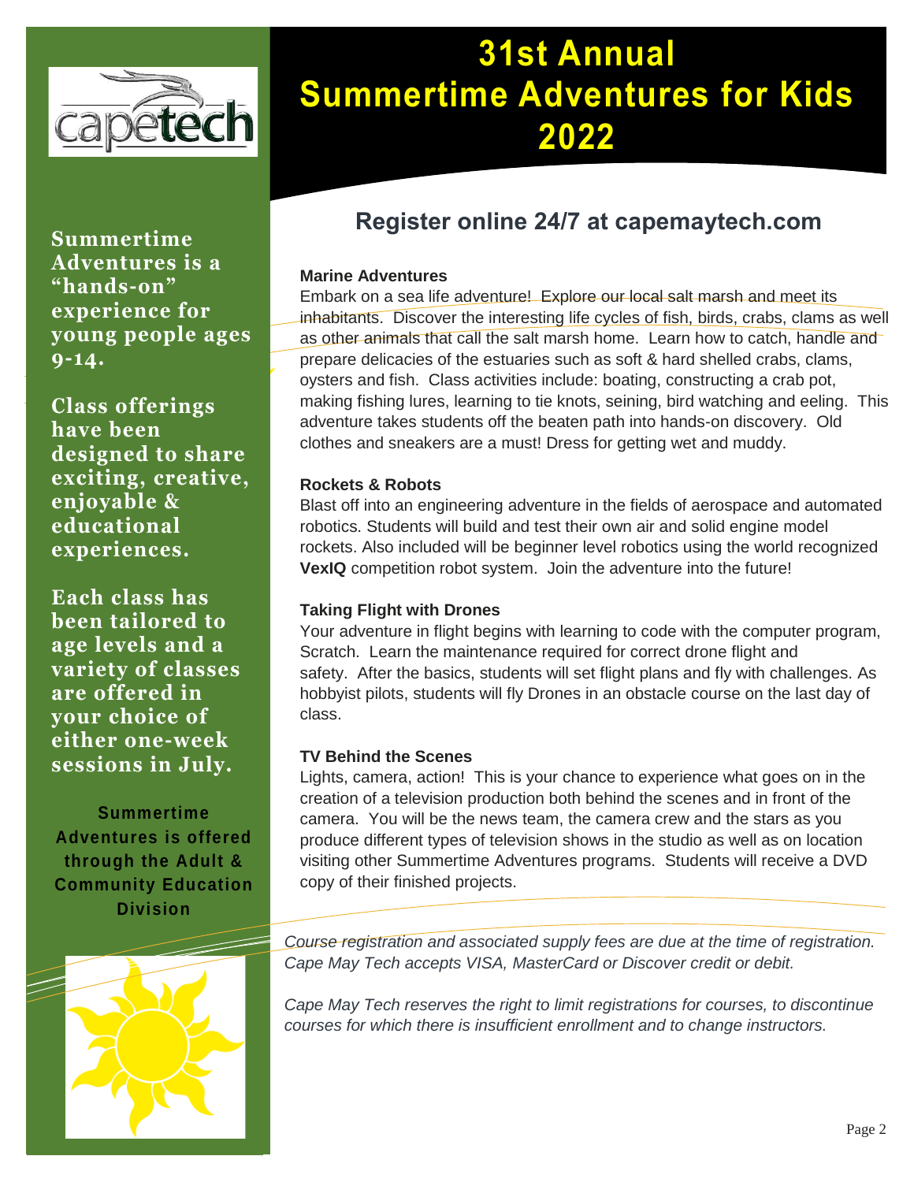# 31st Annual Summertime Adventures for Kids 2022

**Summertime Adventures is a "hands-on" experience for young people ages 9-14.**

**Class offerings have been designed to share exciting, creative, enjoyable & educational experiences.**

**Each class has been tailored to age levels and a variety of classes are offered in your choice of either one-week sessions in July.**

**Summertime Adventures is offered through the Adult & Community Education Division**

## Register online 24/7 at capemaytech.com

**Marine Adventures**

Embark on a sea life adventure! Explore our local salt marsh and meet its inhabitants. Discover the interesting life cycles of fish, birds, crabs, clams as well as other animals that call the salt marsh home. Learn how to catch, handle and prepare delicacies of the estuaries such as soft & hard shelled crabs, clams, oysters and fish. Class activities include: boating, constructing a crab pot, making fishing lures, learning to tie knots, seining, bird watching and eeling. This adventure takes students off the beaten path into hands-on discovery. Old clothes and sneakers are a must! Dress for getting wet and muddy.

**Rockets & Robots**

Blast off into an engineering adventure in the fields of aerospace and automated robotics. Students will build and test their own air and solid engine model rockets. Also included will be beginner level robotics using the world recognized **VexIQ** competition robot system. Join the adventure into the future!

**Taking Flight with Drones**

Your adventure in flight begins with learning to code with the computer program, Scratch. Learn the maintenance required for correct drone flight and safety. After the basics, students will set flight plans and fly with challenges. As hobbyist pilots, students will fly Drones in an obstacle course on the last day of class.

**TV Behind the Scenes**

Lights, camera, action! This is your chance to experience what goes on in the creation of a television production both behind the scenes and in front of the camera. You will be the news team, the camera crew and the stars as you produce different types of television shows in the studio as well as on location visiting other Summertime Adventures programs. Students will receive a DVD copy of their finished projects.

*Course registration and associated supply fees are due at the time of registration. Cape May Tech accepts VISA, MasterCard or Discover credit or debit.*

*Cape May Tech reserves the right to limit registrations for courses, to discontinue courses for which there is insufficient enrollment and to change instructors.*